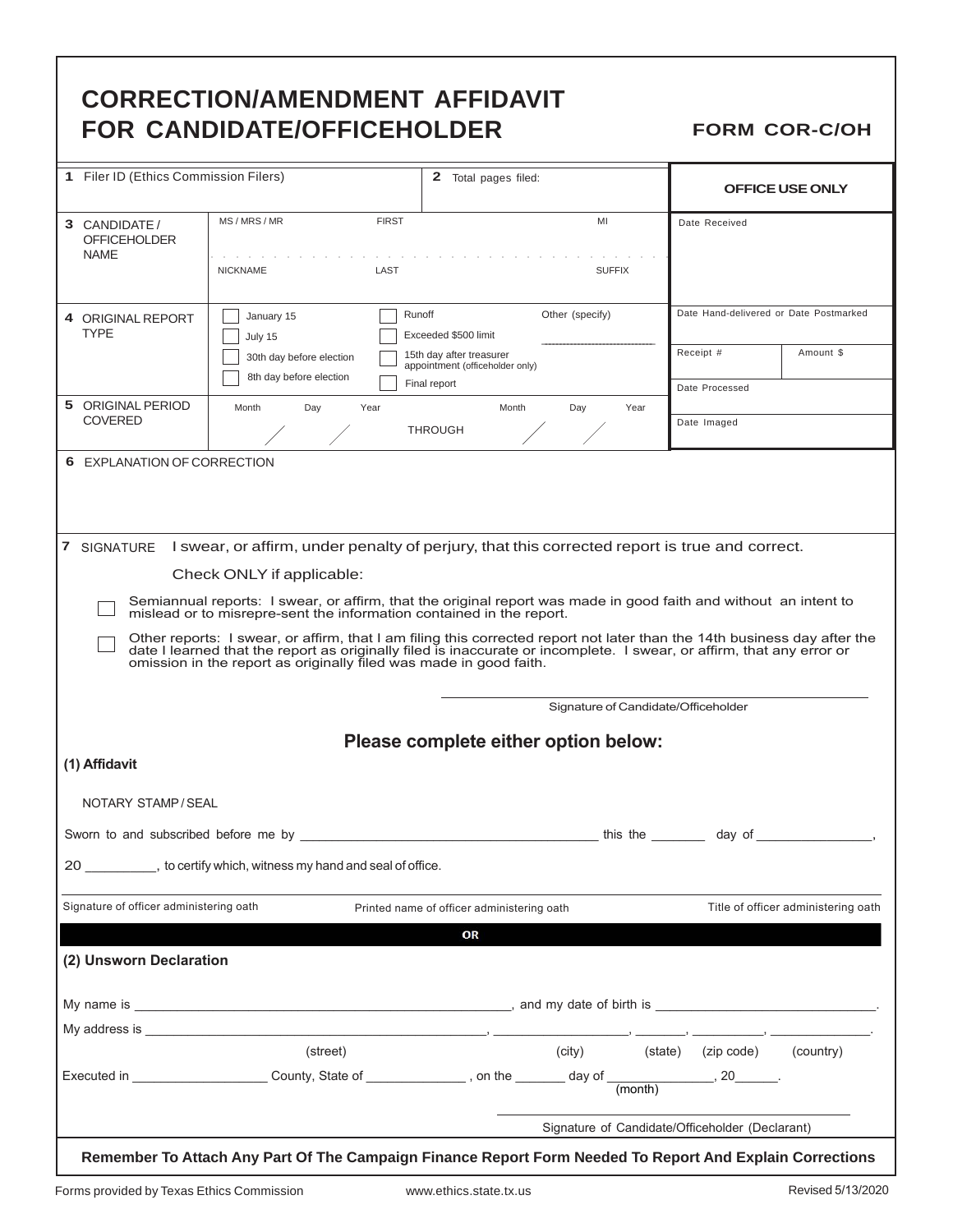# CORRECTION/AMENDMENT AFFIDAVIT FOR CANDIDATE/OFFICEHOLDER

**FORM COR-C/OH**

| | | |
|---|---|---|
| **1** Filer ID (Ethics Commission Filers) | **2** Total pages filed: | **OFFICE USE ONLY** |
| **3** CANDIDATE / OFFICEHOLDER NAME | MS / MRS / MR FIRST MI<br>NICKNAME LAST SUFFIX | Date Received |
| **4** ORIGINAL REPORT TYPE | ☐ January 15 ☐ Runoff Other (specify) ____<br>☐ July 15 ☐ Exceeded $500 limit<br>☐ 30th day before election ☐ 15th day after treasurer appointment (officeholder only)<br>☐ 8th day before election ☐ Final report | Date Hand-delivered or Date Postmarked<br>Receipt # / Amount $<br>Date Processed |
| **5** ORIGINAL PERIOD COVERED | Month / Day / Year THROUGH Month / Day / Year | Date Imaged |

**6** EXPLANATION OF CORRECTION

**7** SIGNATURE I swear, or affirm, under penalty of perjury, that this corrected report is true and correct.

Check ONLY if applicable:

☐ Semiannual reports: I swear, or affirm, that the original report was made in good faith and without an intent to mislead or to misrepre-sent the information contained in the report.

☐ Other reports: I swear, or affirm, that I am filing this corrected report not later than the 14th business day after the date I learned that the report as originally filed is inaccurate or incomplete. I swear, or affirm, that any error or omission in the report as originally filed was made in good faith.

_______________________________
Signature of Candidate/Officeholder

## Please complete either option below:

**(1) Affidavit**

NOTARY STAMP / SEAL

Sworn to and subscribed before me by ________________________ this the _______ day of ______________,

20 _________, to certify which, witness my hand and seal of office.

Signature of officer administering oath | Printed name of officer administering oath | Title of officer administering oath

**OR**

**(2) Unsworn Declaration**

My name is ______________________________, and my date of birth is ____________________.

My address is ______________________, ______________, _______, _________, ____________.
(street) (city) (state) (zip code) (country)

Executed in _______________ County, State of ____________, on the _______ day of ____________, 20______.
(month)

_______________________________
Signature of Candidate/Officeholder (Declarant)

**Remember To Attach Any Part Of The Campaign Finance Report Form Needed To Report And Explain Corrections**

Forms provided by Texas Ethics Commission www.ethics.state.tx.us Revised 5/13/2020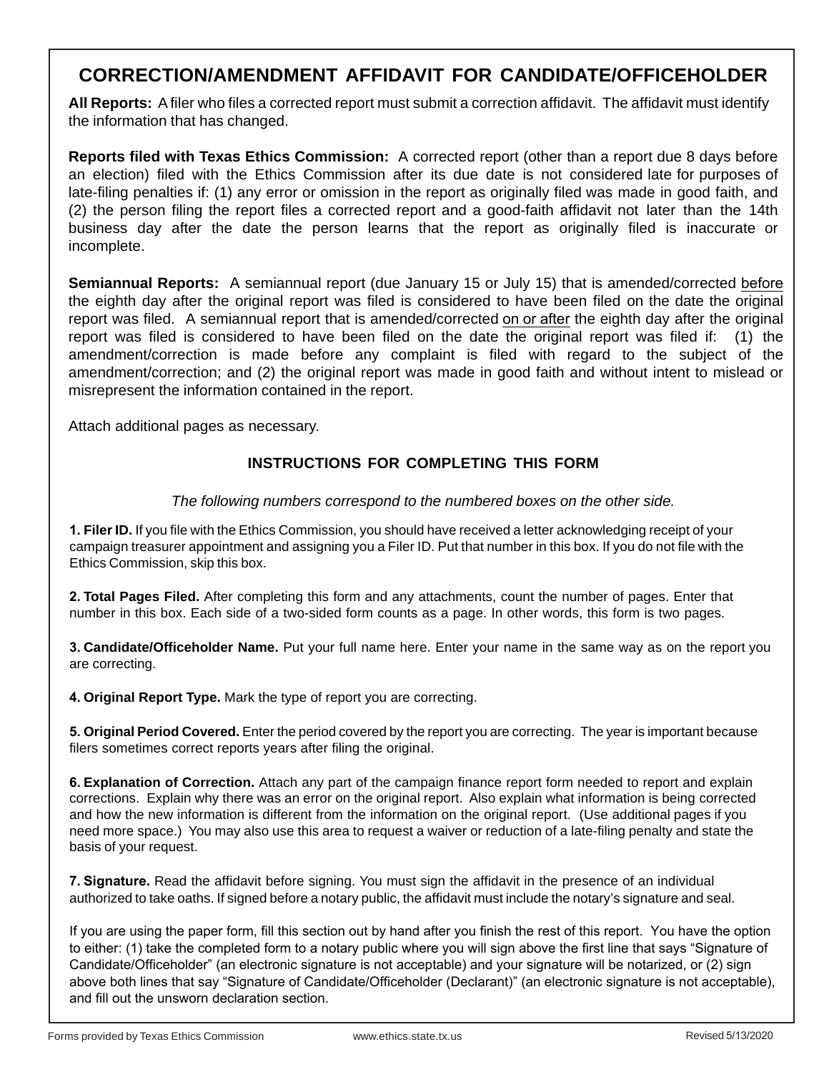# CORRECTION/AMENDMENT AFFIDAVIT FOR CANDIDATE/OFFICEHOLDER

**All Reports:** A filer who files a corrected report must submit a correction affidavit. The affidavit must identify the information that has changed.

**Reports filed with Texas Ethics Commission:** A corrected report (other than a report due 8 days before an election) filed with the Ethics Commission after its due date is not considered late for purposes of late-filing penalties if: (1) any error or omission in the report as originally filed was made in good faith, and (2) the person filing the report files a corrected report and a good-faith affidavit not later than the 14th business day after the date the person learns that the report as originally filed is inaccurate or incomplete.

**Semiannual Reports:** A semiannual report (due January 15 or July 15) that is amended/corrected before the eighth day after the original report was filed is considered to have been filed on the date the original report was filed. A semiannual report that is amended/corrected on or after the eighth day after the original report was filed is considered to have been filed on the date the original report was filed if: (1) the amendment/correction is made before any complaint is filed with regard to the subject of the amendment/correction; and (2) the original report was made in good faith and without intent to mislead or misrepresent the information contained in the report.

Attach additional pages as necessary.

## INSTRUCTIONS FOR COMPLETING THIS FORM

*The following numbers correspond to the numbered boxes on the other side.*

**1. Filer ID.** If you file with the Ethics Commission, you should have received a letter acknowledging receipt of your campaign treasurer appointment and assigning you a Filer ID. Put that number in this box. If you do not file with the Ethics Commission, skip this box.

**2. Total Pages Filed.** After completing this form and any attachments, count the number of pages. Enter that number in this box. Each side of a two-sided form counts as a page. In other words, this form is two pages.

**3. Candidate/Officeholder Name.** Put your full name here. Enter your name in the same way as on the report you are correcting.

**4. Original Report Type.** Mark the type of report you are correcting.

**5. Original Period Covered.** Enter the period covered by the report you are correcting. The year is important because filers sometimes correct reports years after filing the original.

**6. Explanation of Correction.** Attach any part of the campaign finance report form needed to report and explain corrections. Explain why there was an error on the original report. Also explain what information is being corrected and how the new information is different from the information on the original report. (Use additional pages if you need more space.) You may also use this area to request a waiver or reduction of a late-filing penalty and state the basis of your request.

**7. Signature.** Read the affidavit before signing. You must sign the affidavit in the presence of an individual authorized to take oaths. If signed before a notary public, the affidavit must include the notary's signature and seal.

If you are using the paper form, fill this section out by hand after you finish the rest of this report. You have the option to either: (1) take the completed form to a notary public where you will sign above the first line that says "Signature of Candidate/Officeholder" (an electronic signature is not acceptable) and your signature will be notarized, or (2) sign above both lines that say "Signature of Candidate/Officeholder (Declarant)" (an electronic signature is not acceptable), and fill out the unsworn declaration section.

Forms provided by Texas Ethics Commission www.ethics.state.tx.us Revised 5/13/2020